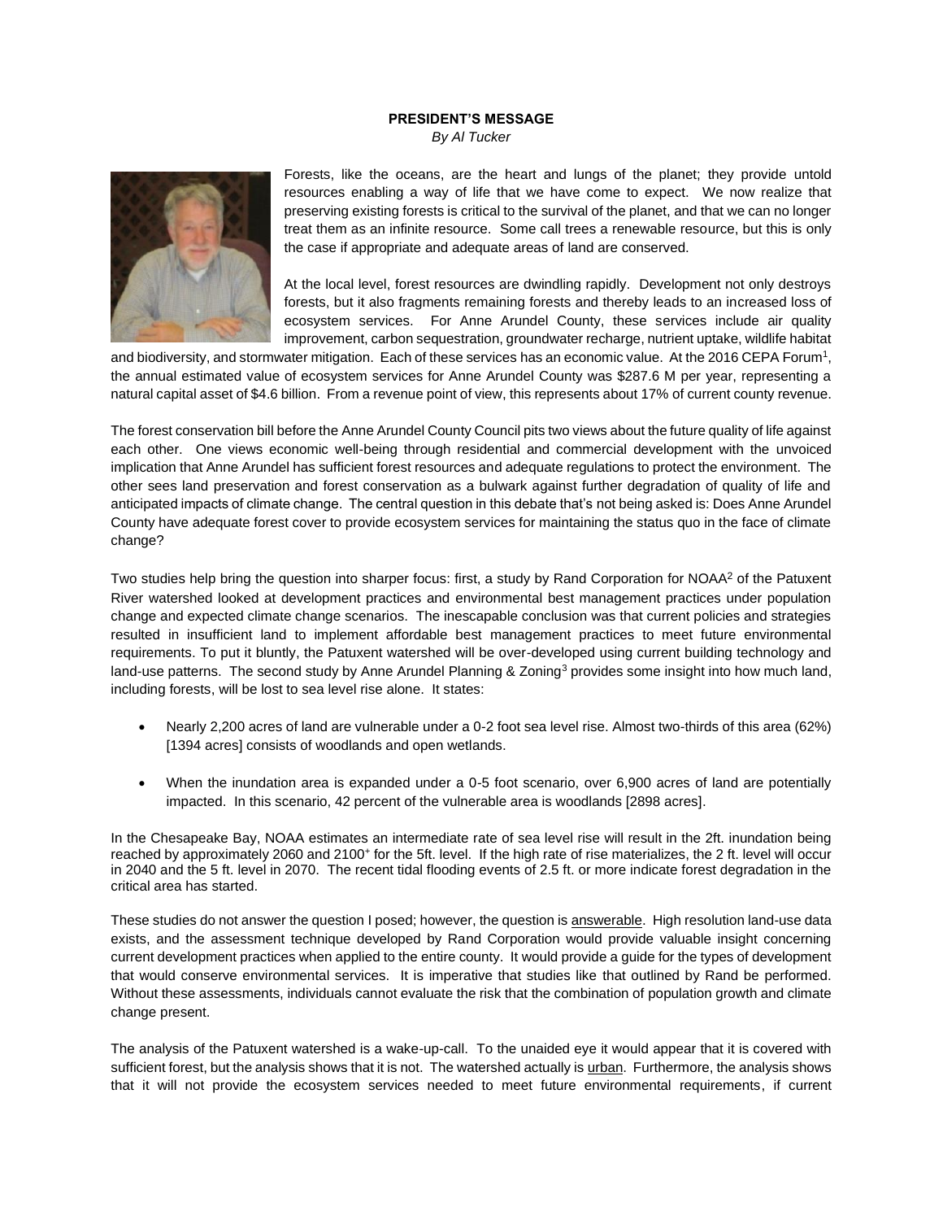**PRESIDENT'S MESSAGE**

*By Al Tucker*

Forests, like the oceans, are the heart and lungs of the planet; they provide untold resources enabling a way of life that we have come to expect. We now realize that preserving existing forests is critical to the survival of the planet, and that we can no longer treat them as an infinite resource. Some call trees a renewable resource, but this is only the case if appropriate and adequate areas of land are conserved.

At the local level, forest resources are dwindling rapidly. Development not only destroys forests, but it also fragments remaining forests and thereby leads to an increased loss of ecosystem services. For Anne Arundel County, these services include air quality improvement, carbon sequestration, groundwater recharge, nutrient uptake, wildlife habitat and biodiversity, and stormwater mitigation. Each of these services has an economic value. At the 2016 CEPA Forum[1], the annual estimated value of ecosystem services for Anne Arundel County was $287.6 M per year, representing a natural capital asset of $4.6 billion. From a revenue point of view, this represents about 17% of current county revenue.

The forest conservation bill before the Anne Arundel County Council pits two views about the future quality of life against each other. One views economic well-being through residential and commercial development with the unvoiced implication that Anne Arundel has sufficient forest resources and adequate regulations to protect the environment. The other sees land preservation and forest conservation as a bulwark against further degradation of quality of life and anticipated impacts of climate change. The central question in this debate that's not being asked is: Does Anne Arundel County have adequate forest cover to provide ecosystem services for maintaining the status quo in the face of climate change?

Two studies help bring the question into sharper focus: first, a study by Rand Corporation for NOAA[2] of the Patuxent River watershed looked at development practices and environmental best management practices under population change and expected climate change scenarios. The inescapable conclusion was that current policies and strategies resulted in insufficient land to implement affordable best management practices to meet future environmental requirements. To put it bluntly, the Patuxent watershed will be over-developed using current building technology and land-use patterns. The second study by Anne Arundel Planning & Zoning[3] provides some insight into how much land, including forests, will be lost to sea level rise alone. It states:

- Nearly 2,200 acres of land are vulnerable under a 0-2 foot sea level rise. Almost two-thirds of this area (62%) [1394 acres] consists of woodlands and open wetlands.
- When the inundation area is expanded under a 0-5 foot scenario, over 6,900 acres of land are potentially impacted. In this scenario, 42 percent of the vulnerable area is woodlands [2898 acres].

In the Chesapeake Bay, NOAA estimates an intermediate rate of sea level rise will result in the 2ft. inundation being reached by approximately 2060 and 2100⁺ for the 5ft. level. If the high rate of rise materializes, the 2 ft. level will occur in 2040 and the 5 ft. level in 2070. The recent tidal flooding events of 2.5 ft. or more indicate forest degradation in the critical area has started.

These studies do not answer the question I posed; however, the question is <u>answerable</u>. High resolution land-use data exists, and the assessment technique developed by Rand Corporation would provide valuable insight concerning current development practices when applied to the entire county. It would provide a guide for the types of development that would conserve environmental services. It is imperative that studies like that outlined by Rand be performed. Without these assessments, individuals cannot evaluate the risk that the combination of population growth and climate change present.

The analysis of the Patuxent watershed is a wake-up-call. To the unaided eye it would appear that it is covered with sufficient forest, but the analysis shows that it is not. The watershed actually is <u>urban</u>. Furthermore, the analysis shows that it will not provide the ecosystem services needed to meet future environmental requirements, if current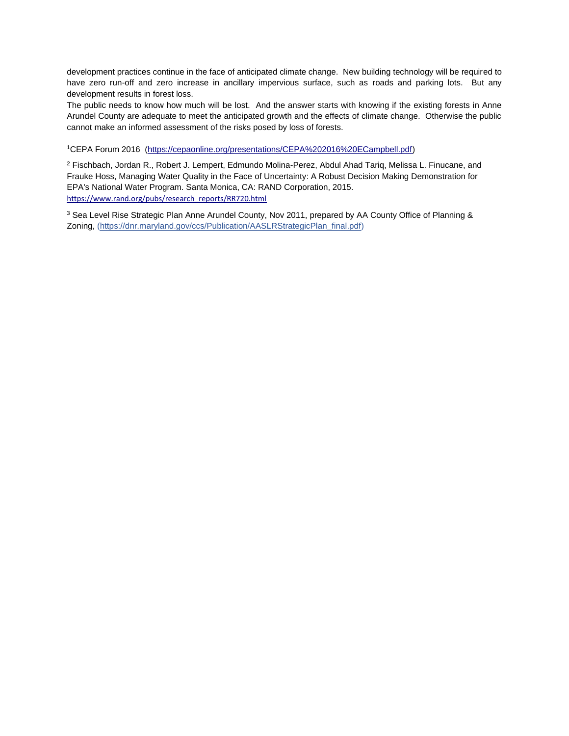development practices continue in the face of anticipated climate change. New building technology will be required to have zero run-off and zero increase in ancillary impervious surface, such as roads and parking lots. But any development results in forest loss.

The public needs to know how much will be lost. And the answer starts with knowing if the existing forests in Anne Arundel County are adequate to meet the anticipated growth and the effects of climate change. Otherwise the public cannot make an informed assessment of the risks posed by loss of forests.

[1]CEPA Forum 2016 (https://cepaonline.org/presentations/CEPA%202016%20ECampbell.pdf)

[2] Fischbach, Jordan R., Robert J. Lempert, Edmundo Molina-Perez, Abdul Ahad Tariq, Melissa L. Finucane, and Frauke Hoss, Managing Water Quality in the Face of Uncertainty: A Robust Decision Making Demonstration for EPA's National Water Program. Santa Monica, CA: RAND Corporation, 2015. https://www.rand.org/pubs/research_reports/RR720.html

[3] Sea Level Rise Strategic Plan Anne Arundel County, Nov 2011, prepared by AA County Office of Planning & Zoning, (https://dnr.maryland.gov/ccs/Publication/AASLRStrategicPlan_final.pdf)